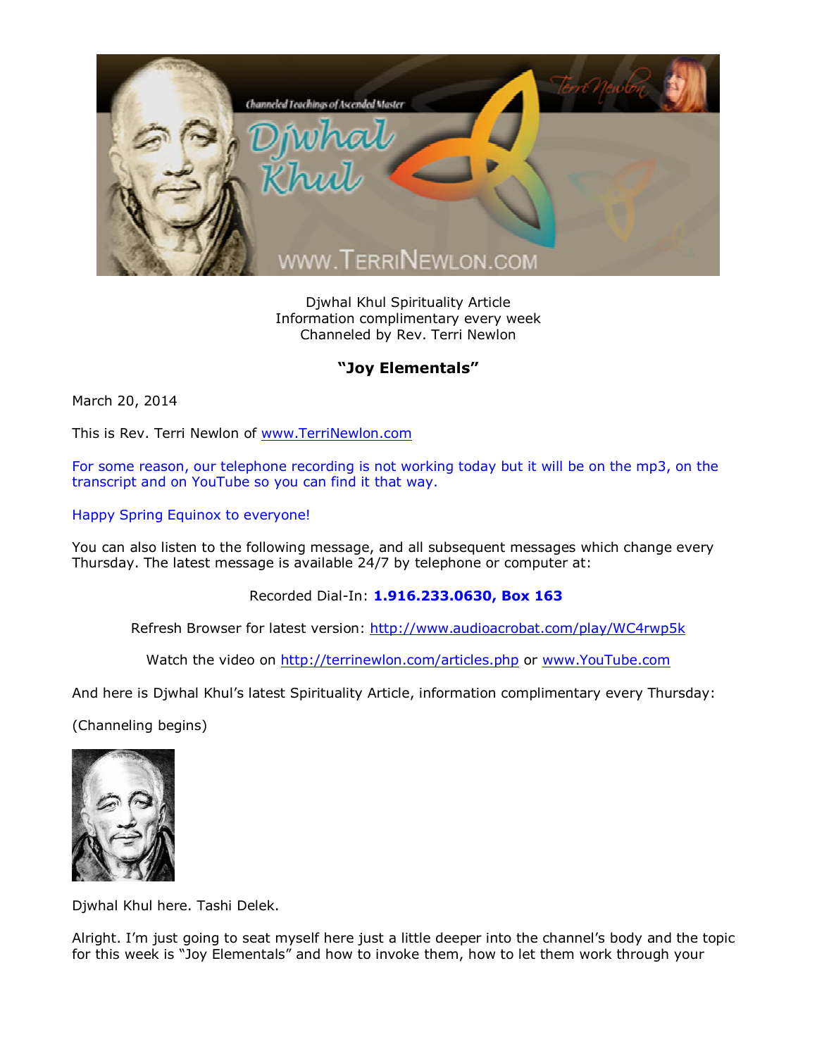Djwhal Khul Spirituality Article
Information complimentary every week
Channeled by Rev. Terri Newlon

## "Joy Elementals"

March 20, 2014

This is Rev. Terri Newlon of www.TerriNewlon.com

For some reason, our telephone recording is not working today but it will be on the mp3, on the transcript and on YouTube so you can find it that way.

Happy Spring Equinox to everyone!

You can also listen to the following message, and all subsequent messages which change every Thursday. The latest message is available 24/7 by telephone or computer at:

Recorded Dial-In: **1.916.233.0630, Box 163**

Refresh Browser for latest version: http://www.audioacrobat.com/play/WC4rwp5k

Watch the video on http://terrinewlon.com/articles.php or www.YouTube.com

And here is Djwhal Khul's latest Spirituality Article, information complimentary every Thursday:

(Channeling begins)

Djwhal Khul here. Tashi Delek.

Alright. I'm just going to seat myself here just a little deeper into the channel's body and the topic for this week is "Joy Elementals" and how to invoke them, how to let them work through your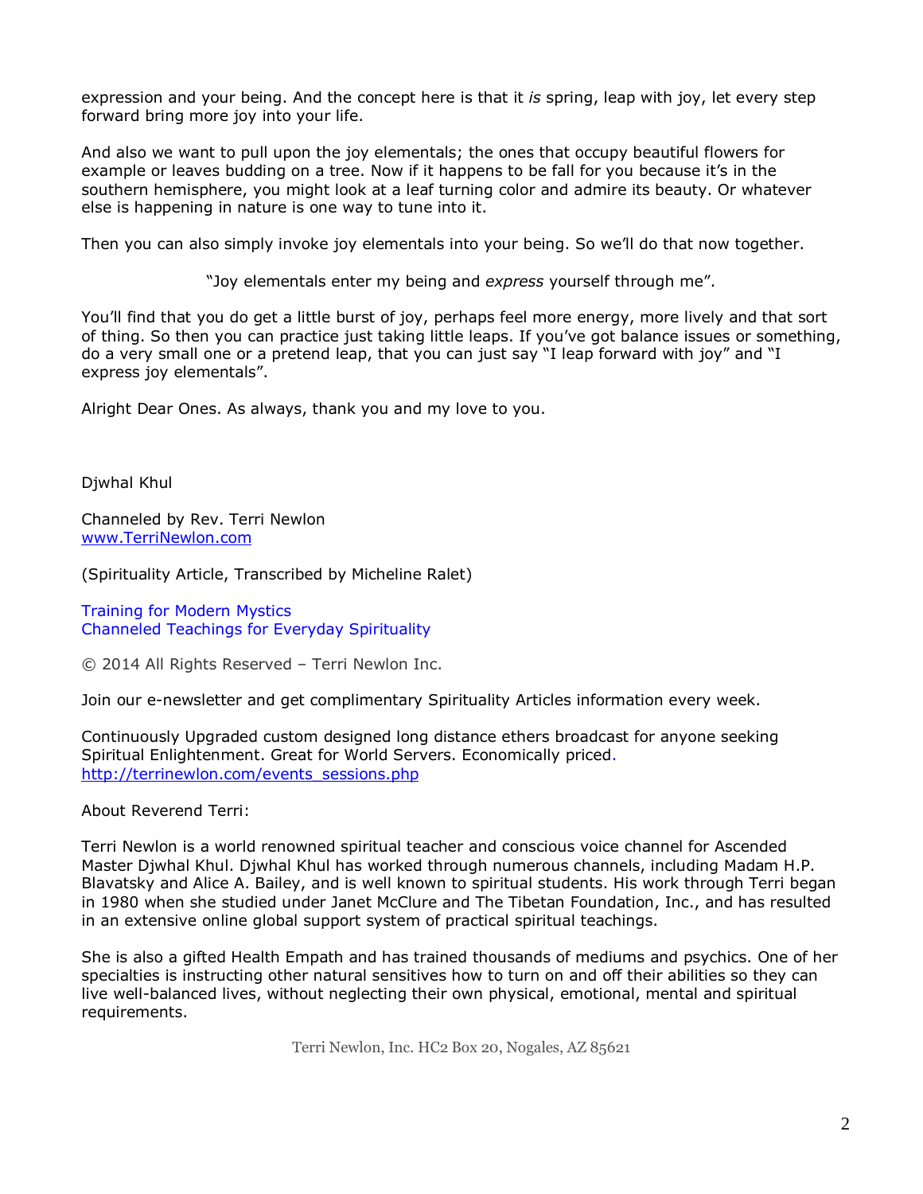expression and your being. And the concept here is that it *is* spring, leap with joy, let every step forward bring more joy into your life.

And also we want to pull upon the joy elementals; the ones that occupy beautiful flowers for example or leaves budding on a tree. Now if it happens to be fall for you because it's in the southern hemisphere, you might look at a leaf turning color and admire its beauty. Or whatever else is happening in nature is one way to tune into it.

Then you can also simply invoke joy elementals into your being. So we'll do that now together.

"Joy elementals enter my being and *express* yourself through me".

You'll find that you do get a little burst of joy, perhaps feel more energy, more lively and that sort of thing. So then you can practice just taking little leaps. If you've got balance issues or something, do a very small one or a pretend leap, that you can just say "I leap forward with joy" and "I express joy elementals".

Alright Dear Ones. As always, thank you and my love to you.

Djwhal Khul

Channeled by Rev. Terri Newlon
[www.TerriNewlon.com](http://www.TerriNewlon.com)

(Spirituality Article, Transcribed by Micheline Ralet)

Training for Modern Mystics
Channeled Teachings for Everyday Spirituality

© 2014 All Rights Reserved – Terri Newlon Inc.

Join our e-newsletter and get complimentary Spirituality Articles information every week.

Continuously Upgraded custom designed long distance ethers broadcast for anyone seeking Spiritual Enlightenment. Great for World Servers. Economically priced.
[http://terrinewlon.com/events_sessions.php](http://terrinewlon.com/events_sessions.php)

About Reverend Terri:

Terri Newlon is a world renowned spiritual teacher and conscious voice channel for Ascended Master Djwhal Khul. Djwhal Khul has worked through numerous channels, including Madam H.P. Blavatsky and Alice A. Bailey, and is well known to spiritual students. His work through Terri began in 1980 when she studied under Janet McClure and The Tibetan Foundation, Inc., and has resulted in an extensive online global support system of practical spiritual teachings.

She is also a gifted Health Empath and has trained thousands of mediums and psychics. One of her specialties is instructing other natural sensitives how to turn on and off their abilities so they can live well-balanced lives, without neglecting their own physical, emotional, mental and spiritual requirements.

Terri Newlon, Inc. HC2 Box 20, Nogales, AZ 85621